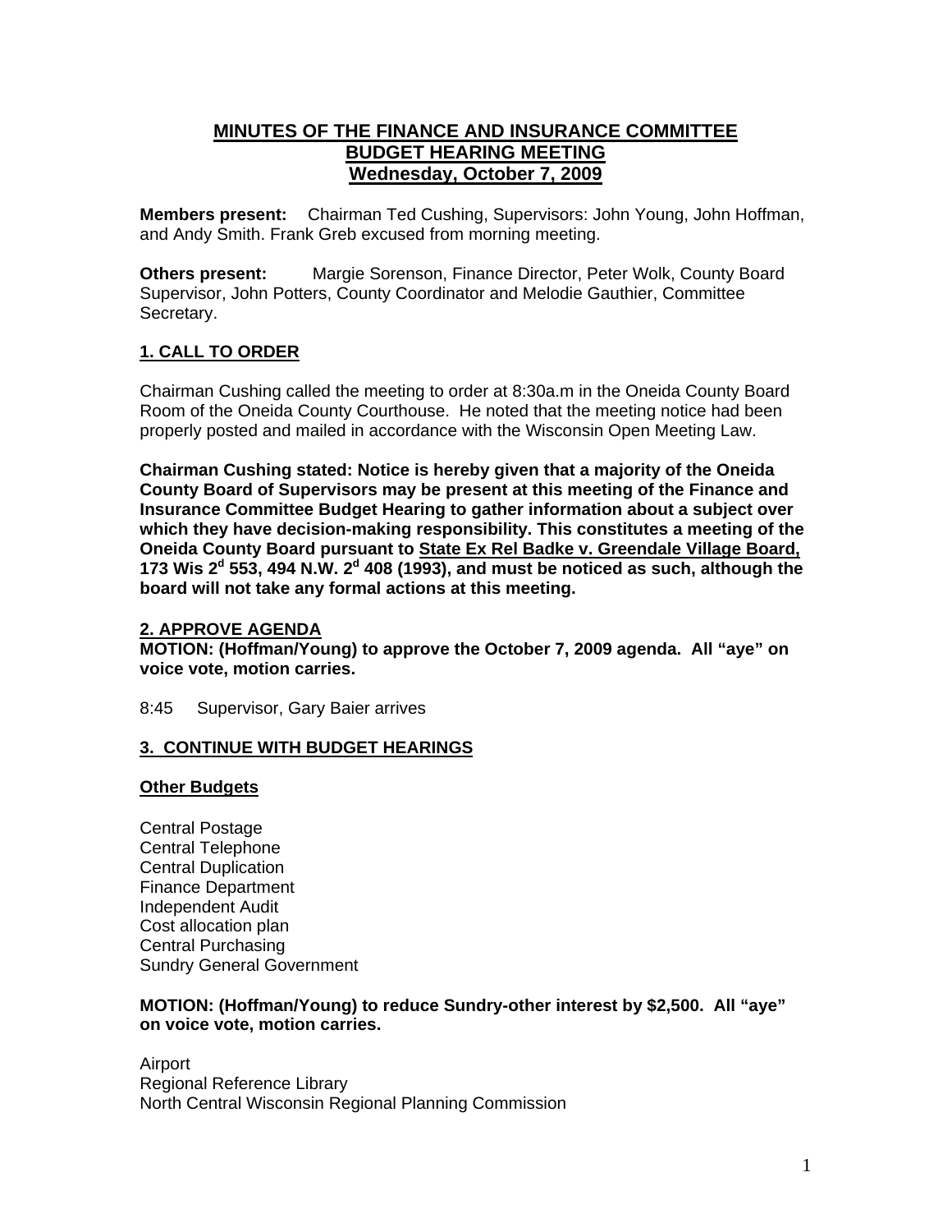# MINUTES OF THE FINANCE AND INSURANCE COMMITTEE BUDGET HEARING MEETING Wednesday, October 7, 2009

**Members present:** Chairman Ted Cushing, Supervisors: John Young, John Hoffman, and Andy Smith. Frank Greb excused from morning meeting.

**Others present:** Margie Sorenson, Finance Director, Peter Wolk, County Board Supervisor, John Potters, County Coordinator and Melodie Gauthier, Committee Secretary.

## 1. CALL TO ORDER

Chairman Cushing called the meeting to order at 8:30a.m in the Oneida County Board Room of the Oneida County Courthouse. He noted that the meeting notice had been properly posted and mailed in accordance with the Wisconsin Open Meeting Law.

**Chairman Cushing stated: Notice is hereby given that a majority of the Oneida County Board of Supervisors may be present at this meeting of the Finance and Insurance Committee Budget Hearing to gather information about a subject over which they have decision-making responsibility. This constitutes a meeting of the Oneida County Board pursuant to State Ex Rel Badke v. Greendale Village Board, 173 Wis 2d 553, 494 N.W. 2d 408 (1993), and must be noticed as such, although the board will not take any formal actions at this meeting.**

## 2. APPROVE AGENDA

**MOTION: (Hoffman/Young) to approve the October 7, 2009 agenda. All "aye" on voice vote, motion carries.**

8:45 Supervisor, Gary Baier arrives

## 3. CONTINUE WITH BUDGET HEARINGS

### Other Budgets

Central Postage
Central Telephone
Central Duplication
Finance Department
Independent Audit
Cost allocation plan
Central Purchasing
Sundry General Government

**MOTION: (Hoffman/Young) to reduce Sundry-other interest by $2,500. All "aye" on voice vote, motion carries.**

Airport
Regional Reference Library
North Central Wisconsin Regional Planning Commission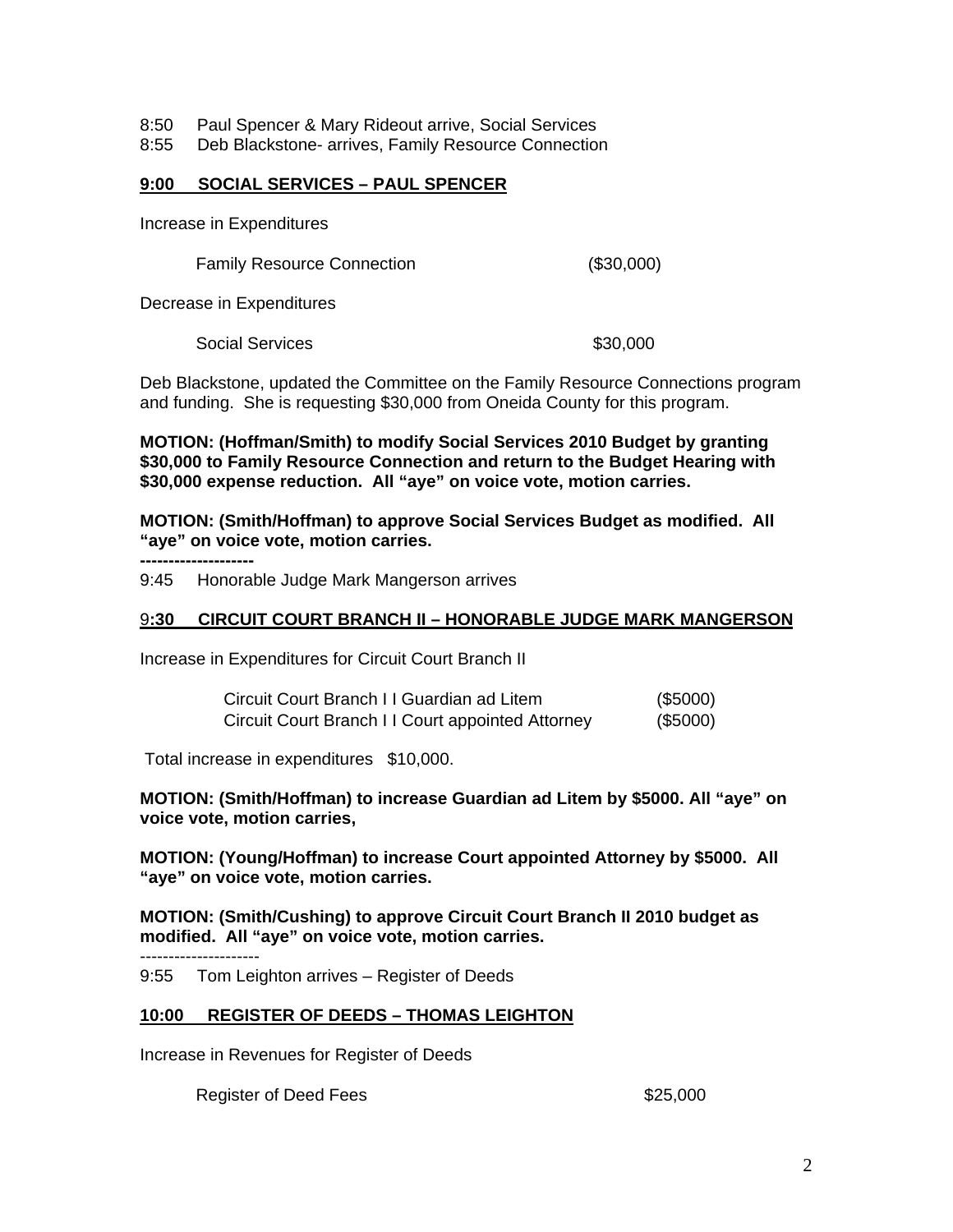8:50 Paul Spencer & Mary Rideout arrive, Social Services
8:55 Deb Blackstone- arrives, Family Resource Connection

**9:00 SOCIAL SERVICES – PAUL SPENCER**

Increase in Expenditures

| | |
|---|---|
| Family Resource Connection | ($30,000) |

Decrease in Expenditures

| | |
|---|---|
| Social Services | $30,000 |

Deb Blackstone, updated the Committee on the Family Resource Connections program and funding. She is requesting $30,000 from Oneida County for this program.

**MOTION: (Hoffman/Smith) to modify Social Services 2010 Budget by granting $30,000 to Family Resource Connection and return to the Budget Hearing with $30,000 expense reduction. All "aye" on voice vote, motion carries.**

**MOTION: (Smith/Hoffman) to approve Social Services Budget as modified. All "aye" on voice vote, motion carries.**

**--------------------**

9:45 Honorable Judge Mark Mangerson arrives

**9:30 CIRCUIT COURT BRANCH II – HONORABLE JUDGE MARK MANGERSON**

Increase in Expenditures for Circuit Court Branch II

| | |
|---|---|
| Circuit Court Branch I I Guardian ad Litem | ($5000) |
| Circuit Court Branch I I Court appointed Attorney | ($5000) |

Total increase in expenditures $10,000.

**MOTION: (Smith/Hoffman) to increase Guardian ad Litem by $5000. All "aye" on voice vote, motion carries,**

**MOTION: (Young/Hoffman) to increase Court appointed Attorney by $5000. All "aye" on voice vote, motion carries.**

**MOTION: (Smith/Cushing) to approve Circuit Court Branch II 2010 budget as modified. All "aye" on voice vote, motion carries.**

--------------------

9:55 Tom Leighton arrives – Register of Deeds

**10:00 REGISTER OF DEEDS – THOMAS LEIGHTON**

Increase in Revenues for Register of Deeds

| | |
|---|---|
| Register of Deed Fees | $25,000 |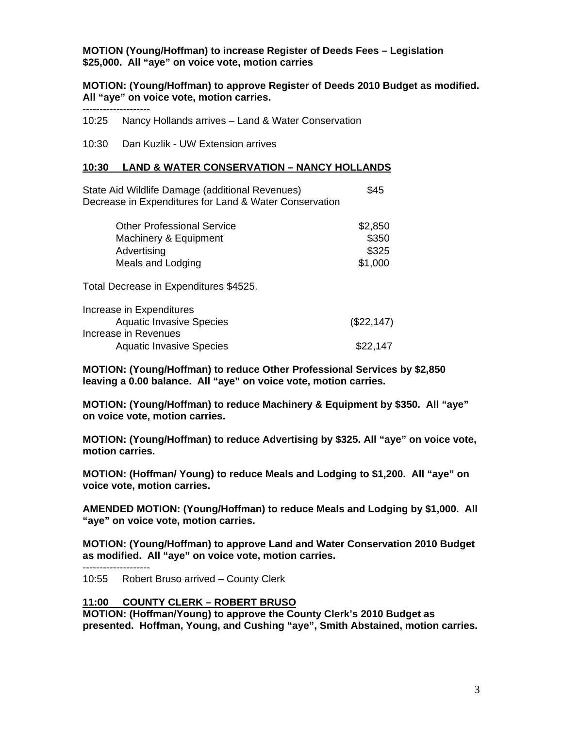**MOTION (Young/Hoffman) to increase Register of Deeds Fees – Legislation $25,000. All "aye" on voice vote, motion carries**

**MOTION: (Young/Hoffman) to approve Register of Deeds 2010 Budget as modified. All "aye" on voice vote, motion carries.**

-------------------

10:25 Nancy Hollands arrives – Land & Water Conservation

10:30 Dan Kuzlik - UW Extension arrives

## 10:30 LAND & WATER CONSERVATION – NANCY HOLLANDS

| | |
|---|---|
| State Aid Wildlife Damage (additional Revenues) | $45 |
| Decrease in Expenditures for Land & Water Conservation | |
| Other Professional Service | $2,850 |
| Machinery & Equipment | $350 |
| Advertising | $325 |
| Meals and Lodging | $1,000 |

Total Decrease in Expenditures $4525.

| | |
|---|---|
| Increase in Expenditures | |
| Aquatic Invasive Species | ($22,147) |
| Increase in Revenues | |
| Aquatic Invasive Species | $22,147 |

**MOTION: (Young/Hoffman) to reduce Other Professional Services by $2,850 leaving a 0.00 balance. All "aye" on voice vote, motion carries.**

**MOTION: (Young/Hoffman) to reduce Machinery & Equipment by $350. All "aye" on voice vote, motion carries.**

**MOTION: (Young/Hoffman) to reduce Advertising by $325. All "aye" on voice vote, motion carries.**

**MOTION: (Hoffman/ Young) to reduce Meals and Lodging to $1,200. All "aye" on voice vote, motion carries.**

**AMENDED MOTION: (Young/Hoffman) to reduce Meals and Lodging by $1,000. All "aye" on voice vote, motion carries.**

**MOTION: (Young/Hoffman) to approve Land and Water Conservation 2010 Budget as modified. All "aye" on voice vote, motion carries.**

-------------------

10:55 Robert Bruso arrived – County Clerk

## 11:00 COUNTY CLERK – ROBERT BRUSO

**MOTION: (Hoffman/Young) to approve the County Clerk's 2010 Budget as presented. Hoffman, Young, and Cushing "aye", Smith Abstained, motion carries.**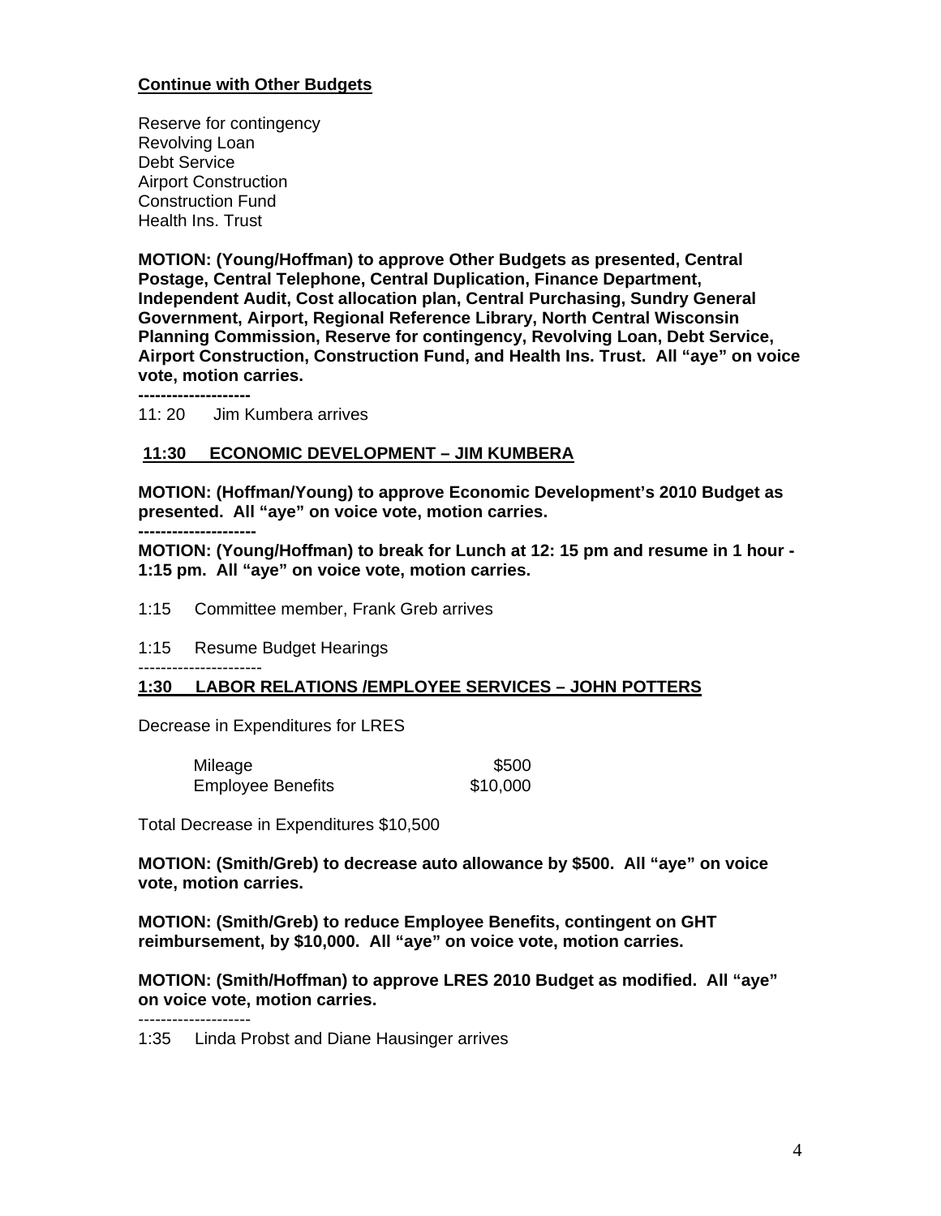**Continue with Other Budgets**

Reserve for contingency
Revolving Loan
Debt Service
Airport Construction
Construction Fund
Health Ins. Trust

**MOTION: (Young/Hoffman) to approve Other Budgets as presented, Central Postage, Central Telephone, Central Duplication, Finance Department, Independent Audit, Cost allocation plan, Central Purchasing, Sundry General Government, Airport, Regional Reference Library, North Central Wisconsin Planning Commission, Reserve for contingency, Revolving Loan, Debt Service, Airport Construction, Construction Fund, and Health Ins. Trust. All "aye" on voice vote, motion carries.**

**--------------------**

11: 20 Jim Kumbera arrives

**11:30 ECONOMIC DEVELOPMENT – JIM KUMBERA**

**MOTION: (Hoffman/Young) to approve Economic Development's 2010 Budget as presented. All "aye" on voice vote, motion carries.**

**---------------------**

**MOTION: (Young/Hoffman) to break for Lunch at 12: 15 pm and resume in 1 hour - 1:15 pm. All "aye" on voice vote, motion carries.**

1:15 Committee member, Frank Greb arrives

1:15 Resume Budget Hearings

----------------------

**1:30 LABOR RELATIONS /EMPLOYEE SERVICES – JOHN POTTERS**

Decrease in Expenditures for LRES

| | |
|---|---|
| Mileage | $500 |
| Employee Benefits | $10,000 |

Total Decrease in Expenditures $10,500

**MOTION: (Smith/Greb) to decrease auto allowance by $500. All "aye" on voice vote, motion carries.**

**MOTION: (Smith/Greb) to reduce Employee Benefits, contingent on GHT reimbursement, by $10,000. All "aye" on voice vote, motion carries.**

**MOTION: (Smith/Hoffman) to approve LRES 2010 Budget as modified. All "aye" on voice vote, motion carries.**

--------------------

1:35 Linda Probst and Diane Hausinger arrives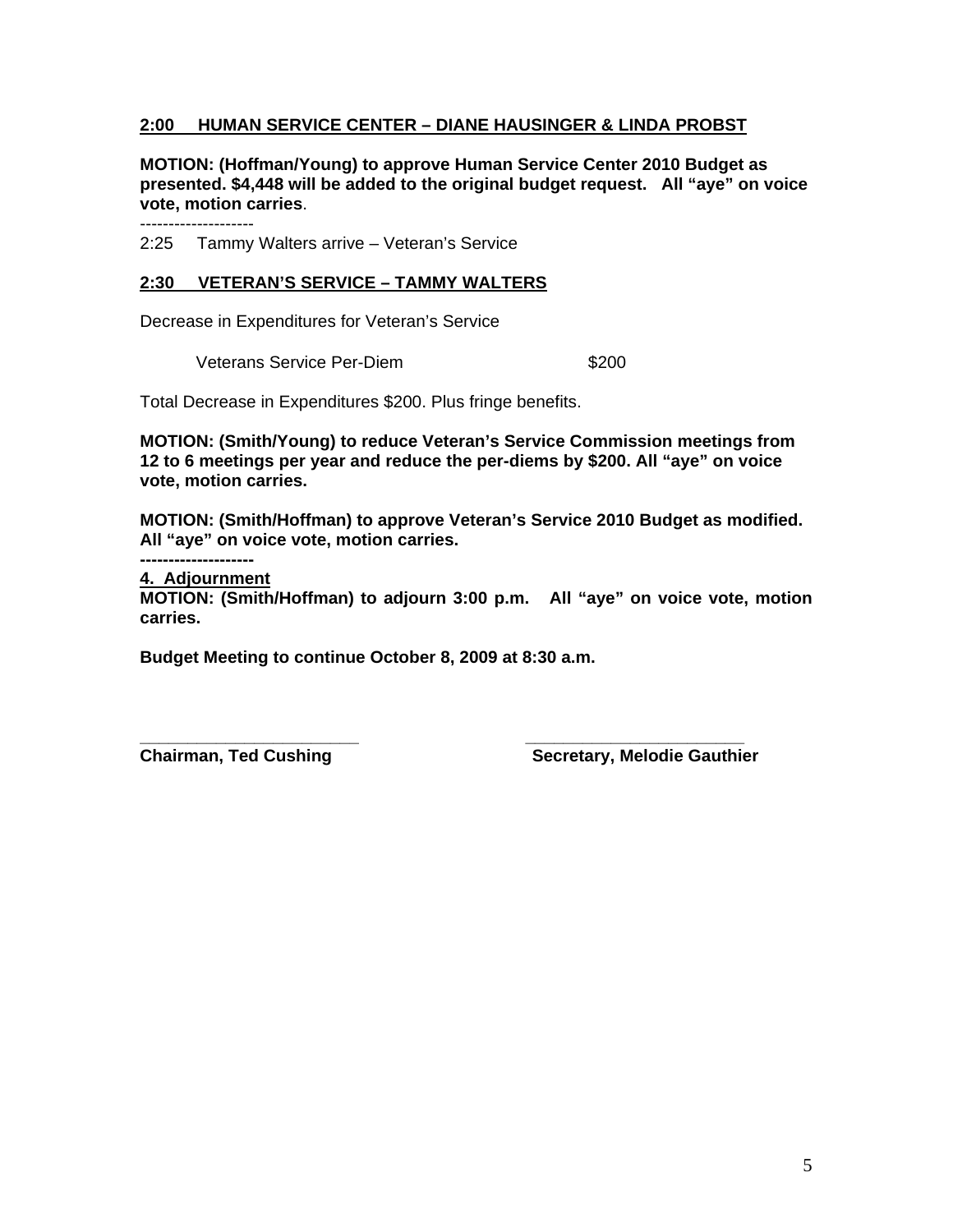**2:00 HUMAN SERVICE CENTER – DIANE HAUSINGER & LINDA PROBST**

**MOTION: (Hoffman/Young) to approve Human Service Center 2010 Budget as presented. $4,448 will be added to the original budget request. All "aye" on voice vote, motion carries**.

-------------------

2:25 Tammy Walters arrive – Veteran's Service

**2:30 VETERAN'S SERVICE – TAMMY WALTERS**

Decrease in Expenditures for Veteran's Service

| | |
|---|---|
| Veterans Service Per-Diem | $200 |

Total Decrease in Expenditures $200. Plus fringe benefits.

**MOTION: (Smith/Young) to reduce Veteran's Service Commission meetings from 12 to 6 meetings per year and reduce the per-diems by $200. All "aye" on voice vote, motion carries.**

**MOTION: (Smith/Hoffman) to approve Veteran's Service 2010 Budget as modified. All "aye" on voice vote, motion carries.**

**-------------------**

**4. Adjournment**

**MOTION: (Smith/Hoffman) to adjourn 3:00 p.m. All "aye" on voice vote, motion carries.**

**Budget Meeting to continue October 8, 2009 at 8:30 a.m.**

_______________________ _______________________

**Chairman, Ted Cushing** **Secretary, Melodie Gauthier**